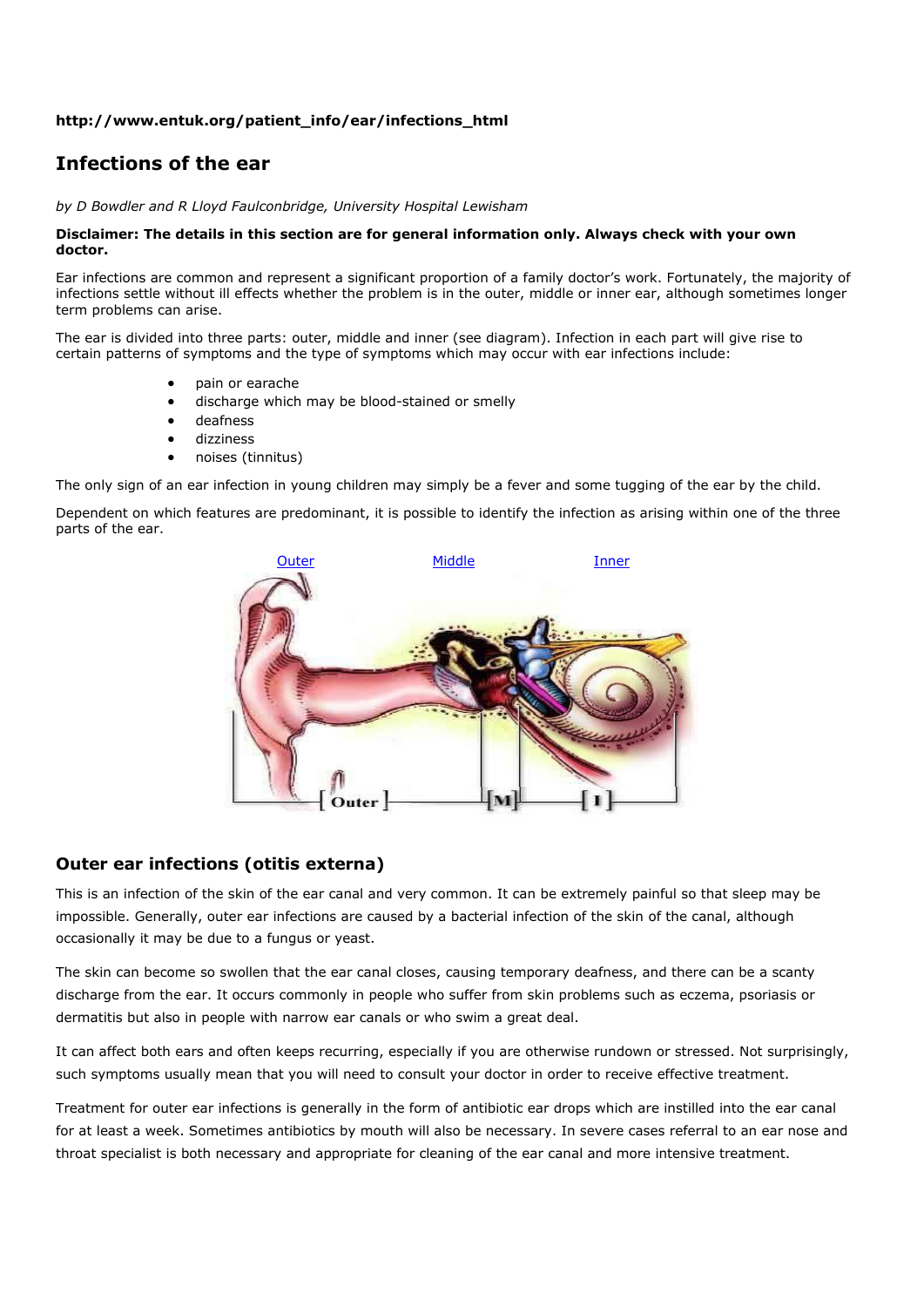**http://www.entuk.org/patient_info/ear/infections_html**

## Infections of the ear

*by D Bowdler and R Lloyd Faulconbridge, University Hospital Lewisham*

**Disclaimer: The details in this section are for general information only. Always check with your own doctor.**

Ear infections are common and represent a significant proportion of a family doctor's work. Fortunately, the majority of infections settle without ill effects whether the problem is in the outer, middle or inner ear, although sometimes longer term problems can arise.

The ear is divided into three parts: outer, middle and inner (see diagram). Infection in each part will give rise to certain patterns of symptoms and the type of symptoms which may occur with ear infections include:

- pain or earache
- discharge which may be blood-stained or smelly
- deafness
- dizziness
- noises (tinnitus)

The only sign of an ear infection in young children may simply be a fever and some tugging of the ear by the child.

Dependent on which features are predominant, it is possible to identify the infection as arising within one of the three parts of the ear.

Outer Middle Inner

## Outer ear infections (otitis externa)

This is an infection of the skin of the ear canal and very common. It can be extremely painful so that sleep may be impossible. Generally, outer ear infections are caused by a bacterial infection of the skin of the canal, although occasionally it may be due to a fungus or yeast.

The skin can become so swollen that the ear canal closes, causing temporary deafness, and there can be a scanty discharge from the ear. It occurs commonly in people who suffer from skin problems such as eczema, psoriasis or dermatitis but also in people with narrow ear canals or who swim a great deal.

It can affect both ears and often keeps recurring, especially if you are otherwise rundown or stressed. Not surprisingly, such symptoms usually mean that you will need to consult your doctor in order to receive effective treatment.

Treatment for outer ear infections is generally in the form of antibiotic ear drops which are instilled into the ear canal for at least a week. Sometimes antibiotics by mouth will also be necessary. In severe cases referral to an ear nose and throat specialist is both necessary and appropriate for cleaning of the ear canal and more intensive treatment.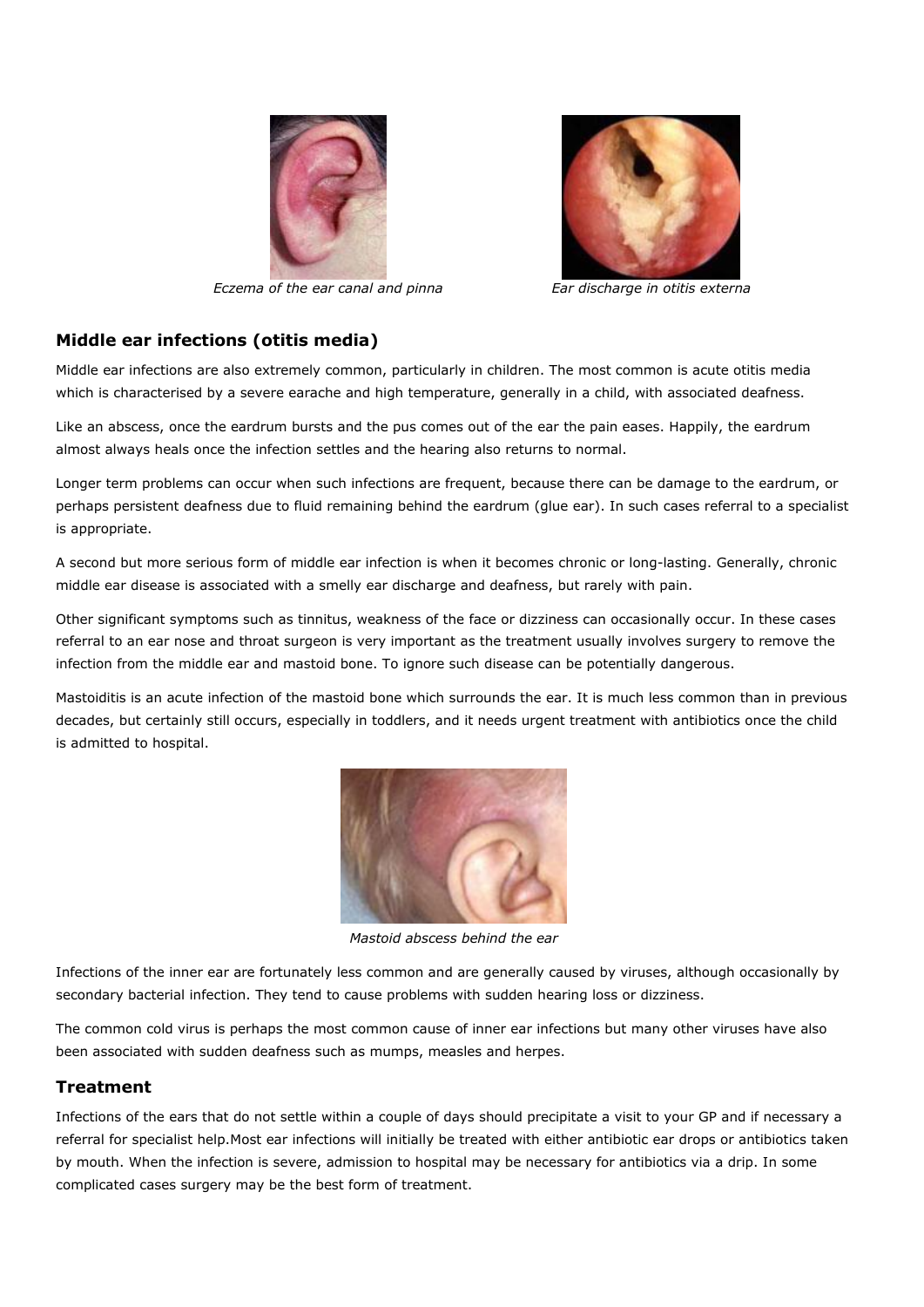*Eczema of the ear canal and pinna*

*Ear discharge in otitis externa*

## Middle ear infections (otitis media)

Middle ear infections are also extremely common, particularly in children. The most common is acute otitis media which is characterised by a severe earache and high temperature, generally in a child, with associated deafness.

Like an abscess, once the eardrum bursts and the pus comes out of the ear the pain eases. Happily, the eardrum almost always heals once the infection settles and the hearing also returns to normal.

Longer term problems can occur when such infections are frequent, because there can be damage to the eardrum, or perhaps persistent deafness due to fluid remaining behind the eardrum (glue ear). In such cases referral to a specialist is appropriate.

A second but more serious form of middle ear infection is when it becomes chronic or long-lasting. Generally, chronic middle ear disease is associated with a smelly ear discharge and deafness, but rarely with pain.

Other significant symptoms such as tinnitus, weakness of the face or dizziness can occasionally occur. In these cases referral to an ear nose and throat surgeon is very important as the treatment usually involves surgery to remove the infection from the middle ear and mastoid bone. To ignore such disease can be potentially dangerous.

Mastoiditis is an acute infection of the mastoid bone which surrounds the ear. It is much less common than in previous decades, but certainly still occurs, especially in toddlers, and it needs urgent treatment with antibiotics once the child is admitted to hospital.

*Mastoid abscess behind the ear*

Infections of the inner ear are fortunately less common and are generally caused by viruses, although occasionally by secondary bacterial infection. They tend to cause problems with sudden hearing loss or dizziness.

The common cold virus is perhaps the most common cause of inner ear infections but many other viruses have also been associated with sudden deafness such as mumps, measles and herpes.

## Treatment

Infections of the ears that do not settle within a couple of days should precipitate a visit to your GP and if necessary a referral for specialist help.Most ear infections will initially be treated with either antibiotic ear drops or antibiotics taken by mouth. When the infection is severe, admission to hospital may be necessary for antibiotics via a drip. In some complicated cases surgery may be the best form of treatment.